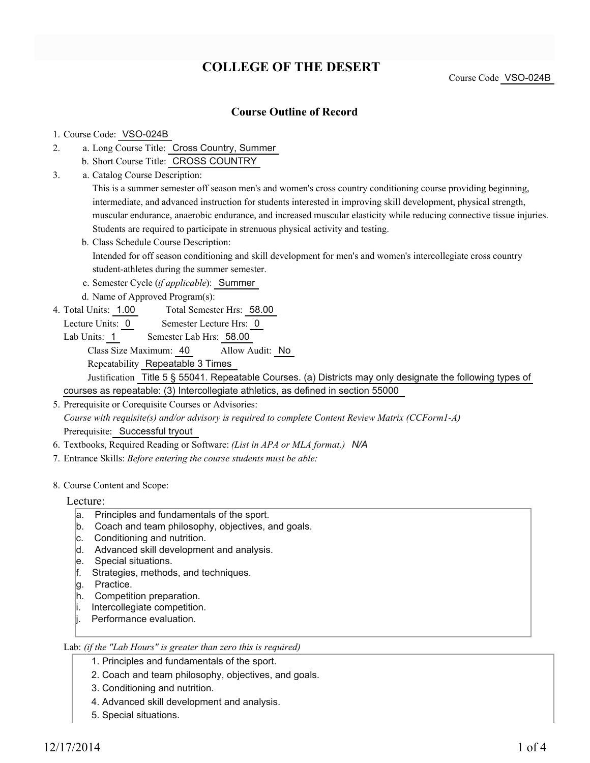# COLLEGE OF THE DESERT

Course Code VSO-024B

## Course Outline of Record

1. Course Code: VSO-024B
2. a. Long Course Title: Cross Country, Summer
   b. Short Course Title: CROSS COUNTRY
3. a. Catalog Course Description:
   This is a summer semester off season men's and women's cross country conditioning course providing beginning, intermediate, and advanced instruction for students interested in improving skill development, physical strength, muscular endurance, anaerobic endurance, and increased muscular elasticity while reducing connective tissue injuries. Students are required to participate in strenuous physical activity and testing.
   b. Class Schedule Course Description:
   Intended for off season conditioning and skill development for men's and women's intercollegiate cross country student-athletes during the summer semester.
   c. Semester Cycle (*if applicable*): Summer
   d. Name of Approved Program(s):
4. Total Units: 1.00 Total Semester Hrs: 58.00
   Lecture Units: 0 Semester Lecture Hrs: 0
   Lab Units: 1 Semester Lab Hrs: 58.00
   Class Size Maximum: 40 Allow Audit: No
   Repeatability Repeatable 3 Times
   Justification Title 5 § 55041. Repeatable Courses. (a) Districts may only designate the following types of courses as repeatable: (3) Intercollegiate athletics, as defined in section 55000
5. Prerequisite or Corequisite Courses or Advisories:
   *Course with requisite(s) and/or advisory is required to complete Content Review Matrix (CCForm1-A)*
   Prerequisite: Successful tryout
6. Textbooks, Required Reading or Software: *(List in APA or MLA format.)* N/A
7. Entrance Skills: *Before entering the course students must be able:*
8. Course Content and Scope:

Lecture:

a. Principles and fundamentals of the sport.
b. Coach and team philosophy, objectives, and goals.
c. Conditioning and nutrition.
d. Advanced skill development and analysis.
e. Special situations.
f. Strategies, methods, and techniques.
g. Practice.
h. Competition preparation.
i. Intercollegiate competition.
j. Performance evaluation.

Lab: *(if the "Lab Hours" is greater than zero this is required)*

1. Principles and fundamentals of the sport.
2. Coach and team philosophy, objectives, and goals.
3. Conditioning and nutrition.
4. Advanced skill development and analysis.
5. Special situations.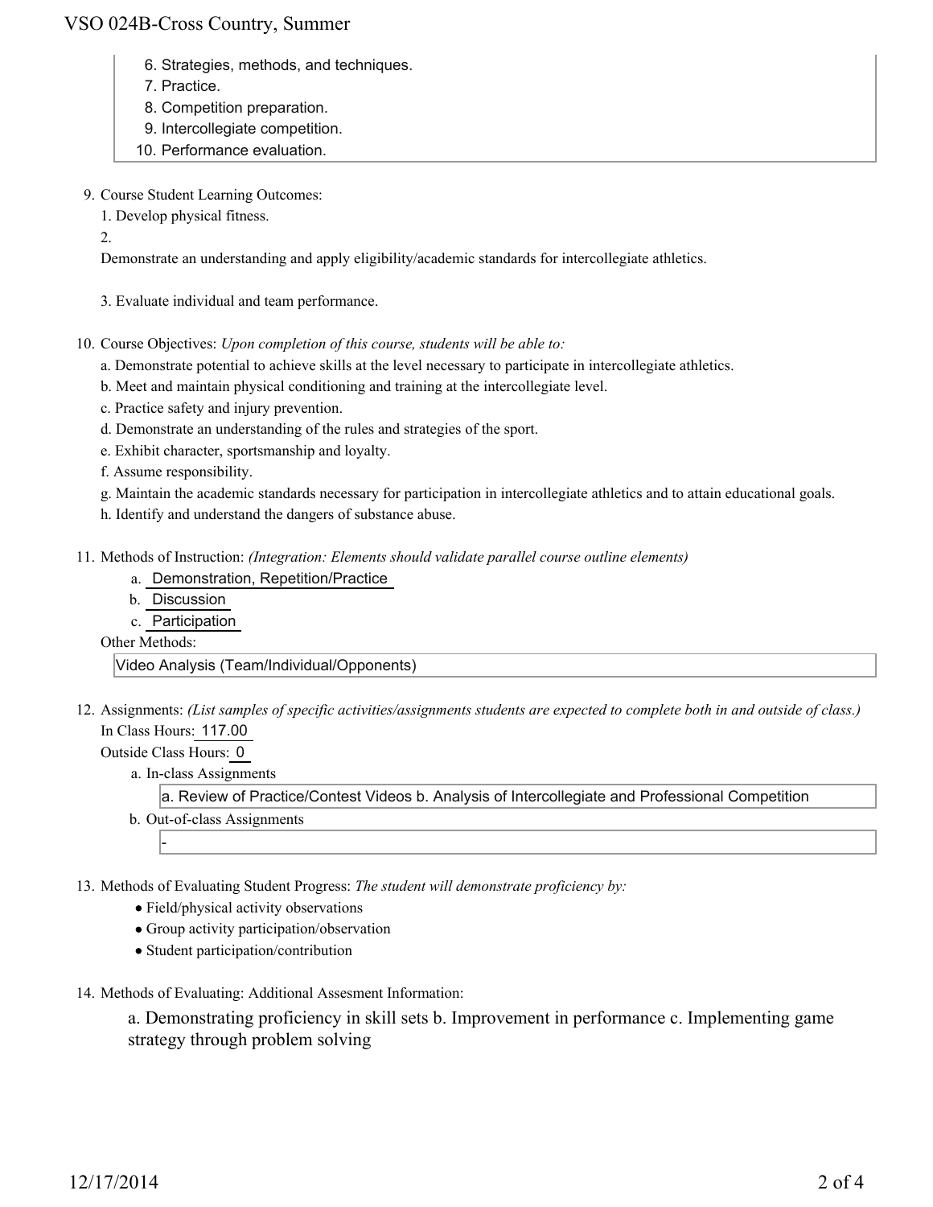6. Strategies, methods, and techniques.
7. Practice.
8. Competition preparation.
9. Intercollegiate competition.
10. Performance evaluation.

9. Course Student Learning Outcomes:

   1. Develop physical fitness.

   2.

   Demonstrate an understanding and apply eligibility/academic standards for intercollegiate athletics.

   3. Evaluate individual and team performance.

10. Course Objectives: *Upon completion of this course, students will be able to:*

    a. Demonstrate potential to achieve skills at the level necessary to participate in intercollegiate athletics.

    b. Meet and maintain physical conditioning and training at the intercollegiate level.

    c. Practice safety and injury prevention.

    d. Demonstrate an understanding of the rules and strategies of the sport.

    e. Exhibit character, sportsmanship and loyalty.

    f. Assume responsibility.

    g. Maintain the academic standards necessary for participation in intercollegiate athletics and to attain educational goals.

    h. Identify and understand the dangers of substance abuse.

11. Methods of Instruction: *(Integration: Elements should validate parallel course outline elements)*

    a. Demonstration, Repetition/Practice

    b. Discussion

    c. Participation

    Other Methods:

    Video Analysis (Team/Individual/Opponents)

12. Assignments: *(List samples of specific activities/assignments students are expected to complete both in and outside of class.)*

    In Class Hours: 117.00

    Outside Class Hours: 0

    a. In-class Assignments

       a. Review of Practice/Contest Videos b. Analysis of Intercollegiate and Professional Competition

    b. Out-of-class Assignments

       -

13. Methods of Evaluating Student Progress: *The student will demonstrate proficiency by:*

    - Field/physical activity observations
    - Group activity participation/observation
    - Student participation/contribution

14. Methods of Evaluating: Additional Assesment Information:

    a. Demonstrating proficiency in skill sets b. Improvement in performance c. Implementing game strategy through problem solving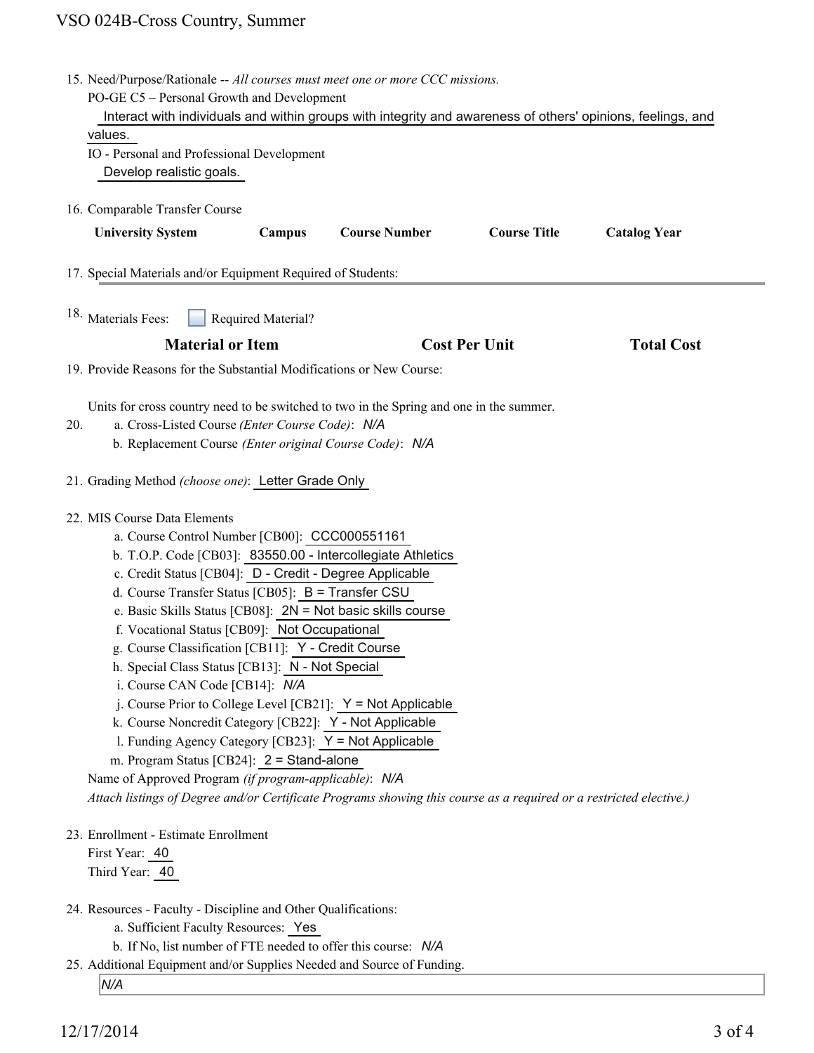15. Need/Purpose/Rationale -- *All courses must meet one or more CCC missions.*
    PO-GE C5 – Personal Growth and Development
    Interact with individuals and within groups with integrity and awareness of others' opinions, feelings, and values.
    IO - Personal and Professional Development
    Develop realistic goals.

16. Comparable Transfer Course

| University System | Campus | Course Number | Course Title | Catalog Year |
| --- | --- | --- | --- | --- |

17. Special Materials and/or Equipment Required of Students:

18. Materials Fees: ☐ Required Material?

| Material or Item | Cost Per Unit | Total Cost |
| --- | --- | --- |

19. Provide Reasons for the Substantial Modifications or New Course:

    Units for cross country need to be switched to two in the Spring and one in the summer.

20. a. Cross-Listed Course *(Enter Course Code)*: *N/A*
    b. Replacement Course *(Enter original Course Code)*: *N/A*

21. Grading Method *(choose one)*: Letter Grade Only

22. MIS Course Data Elements
    a. Course Control Number [CB00]: CCC000551161
    b. T.O.P. Code [CB03]: 83550.00 - Intercollegiate Athletics
    c. Credit Status [CB04]: D - Credit - Degree Applicable
    d. Course Transfer Status [CB05]: B = Transfer CSU
    e. Basic Skills Status [CB08]: 2N = Not basic skills course
    f. Vocational Status [CB09]: Not Occupational
    g. Course Classification [CB11]: Y - Credit Course
    h. Special Class Status [CB13]: N - Not Special
    i. Course CAN Code [CB14]: *N/A*
    j. Course Prior to College Level [CB21]: Y = Not Applicable
    k. Course Noncredit Category [CB22]: Y - Not Applicable
    l. Funding Agency Category [CB23]: Y = Not Applicable
    m. Program Status [CB24]: 2 = Stand-alone

    Name of Approved Program *(if program-applicable)*: *N/A*
    *Attach listings of Degree and/or Certificate Programs showing this course as a required or a restricted elective.)*

23. Enrollment - Estimate Enrollment
    First Year: 40
    Third Year: 40

24. Resources - Faculty - Discipline and Other Qualifications:
    a. Sufficient Faculty Resources: Yes
    b. If No, list number of FTE needed to offer this course: *N/A*

25. Additional Equipment and/or Supplies Needed and Source of Funding.
    *N/A*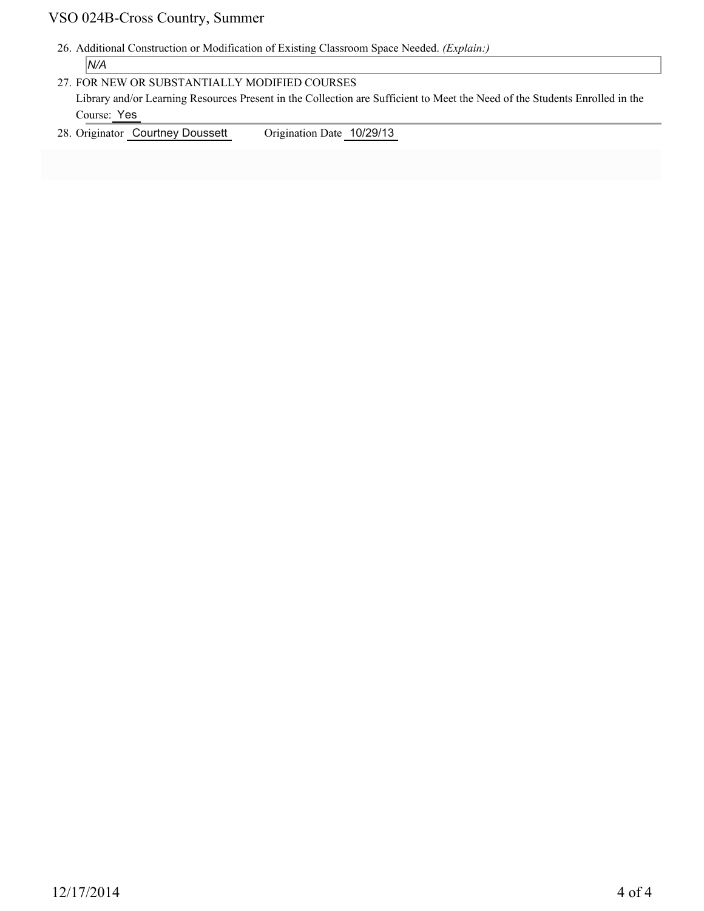26. Additional Construction or Modification of Existing Classroom Space Needed. *(Explain:)*

    *N/A*

27. FOR NEW OR SUBSTANTIALLY MODIFIED COURSES

    Library and/or Learning Resources Present in the Collection are Sufficient to Meet the Need of the Students Enrolled in the Course: Yes

28. Originator Courtney Doussett Origination Date 10/29/13